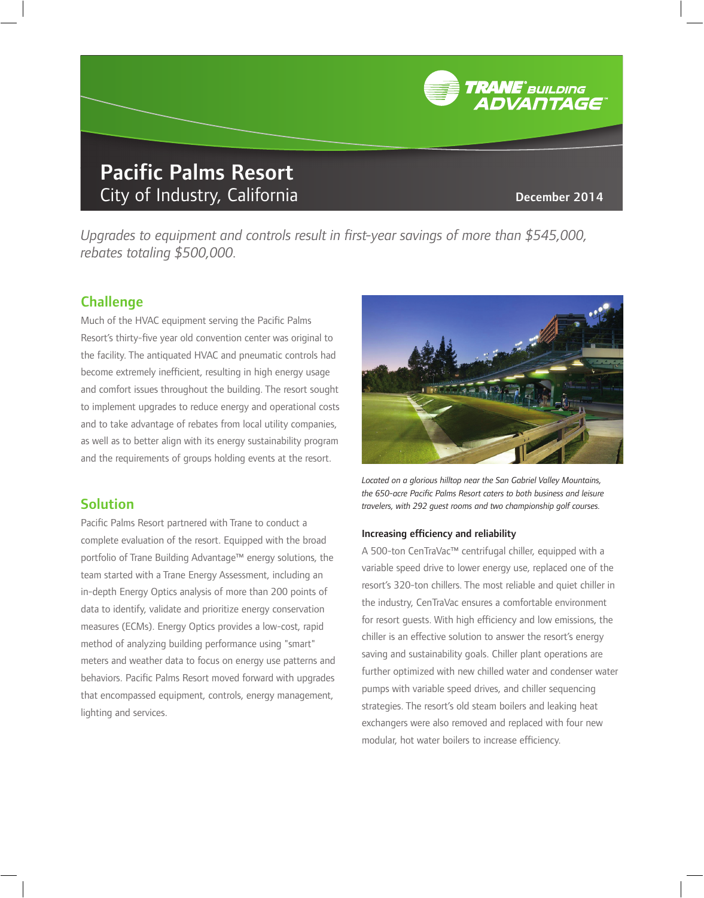# Pacific Palms Resort

City of Industry, California

December 2014

*Upgrades to equipment and controls result in first-year savings of more than $545,000, rebates totaling $500,000.*

## Challenge

Much of the HVAC equipment serving the Pacific Palms Resort's thirty-five year old convention center was original to the facility. The antiquated HVAC and pneumatic controls had become extremely inefficient, resulting in high energy usage and comfort issues throughout the building. The resort sought to implement upgrades to reduce energy and operational costs and to take advantage of rebates from local utility companies, as well as to better align with its energy sustainability program and the requirements of groups holding events at the resort.

## Solution

Pacific Palms Resort partnered with Trane to conduct a complete evaluation of the resort. Equipped with the broad portfolio of Trane Building Advantage™ energy solutions, the team started with a Trane Energy Assessment, including an in-depth Energy Optics analysis of more than 200 points of data to identify, validate and prioritize energy conservation measures (ECMs). Energy Optics provides a low-cost, rapid method of analyzing building performance using "smart" meters and weather data to focus on energy use patterns and behaviors. Pacific Palms Resort moved forward with upgrades that encompassed equipment, controls, energy management, lighting and services.

*Located on a glorious hilltop near the San Gabriel Valley Mountains, the 650-acre Pacific Palms Resort caters to both business and leisure travelers, with 292 guest rooms and two championship golf courses.*

### Increasing efficiency and reliability

A 500-ton CenTraVac™ centrifugal chiller, equipped with a variable speed drive to lower energy use, replaced one of the resort's 320-ton chillers. The most reliable and quiet chiller in the industry, CenTraVac ensures a comfortable environment for resort guests. With high efficiency and low emissions, the chiller is an effective solution to answer the resort's energy saving and sustainability goals. Chiller plant operations are further optimized with new chilled water and condenser water pumps with variable speed drives, and chiller sequencing strategies. The resort's old steam boilers and leaking heat exchangers were also removed and replaced with four new modular, hot water boilers to increase efficiency.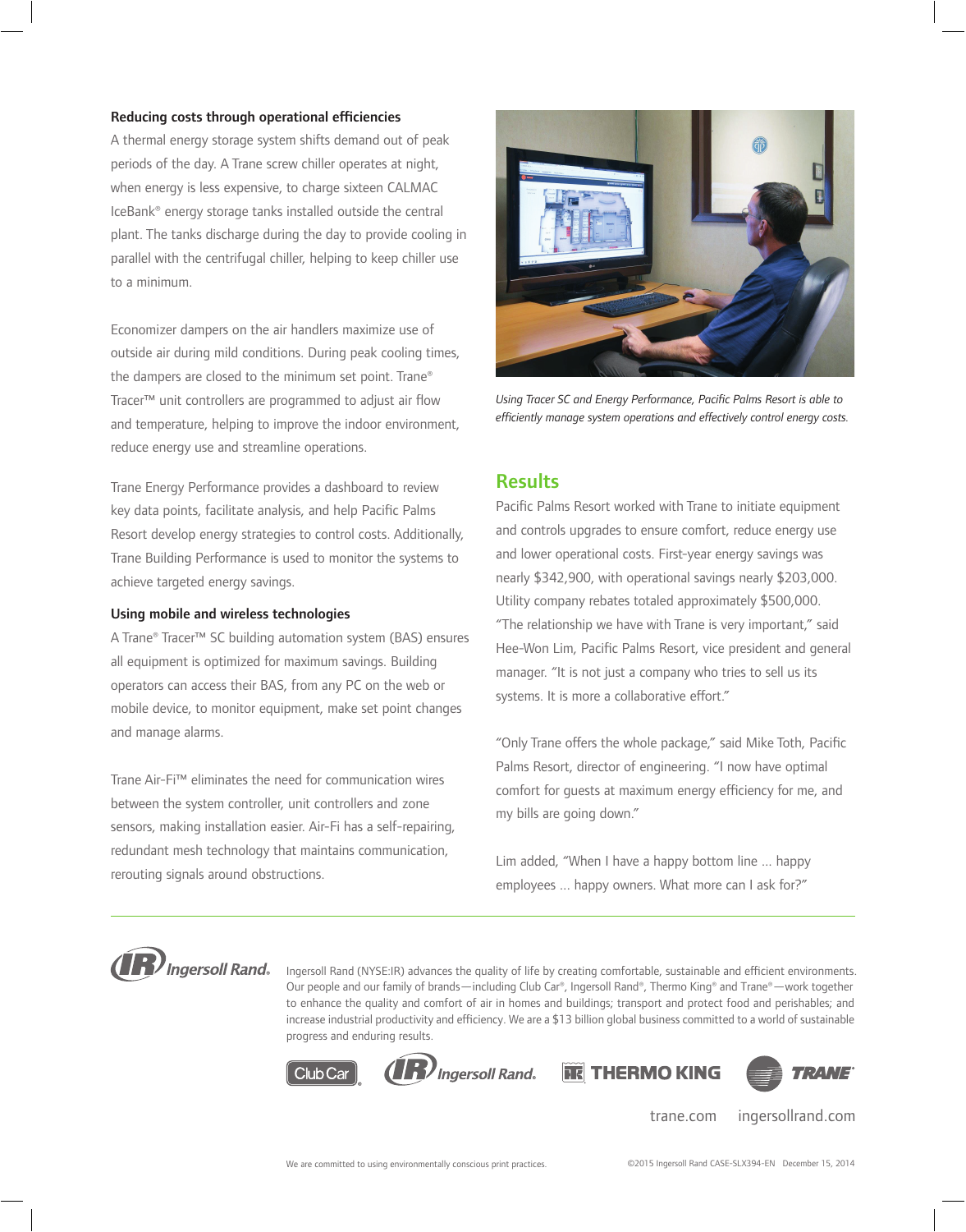### Reducing costs through operational efficiencies

A thermal energy storage system shifts demand out of peak periods of the day. A Trane screw chiller operates at night, when energy is less expensive, to charge sixteen CALMAC IceBank® energy storage tanks installed outside the central plant. The tanks discharge during the day to provide cooling in parallel with the centrifugal chiller, helping to keep chiller use to a minimum.

Economizer dampers on the air handlers maximize use of outside air during mild conditions. During peak cooling times, the dampers are closed to the minimum set point. Trane® Tracer™ unit controllers are programmed to adjust air flow and temperature, helping to improve the indoor environment, reduce energy use and streamline operations.

Trane Energy Performance provides a dashboard to review key data points, facilitate analysis, and help Pacific Palms Resort develop energy strategies to control costs. Additionally, Trane Building Performance is used to monitor the systems to achieve targeted energy savings.

### Using mobile and wireless technologies

A Trane® Tracer™ SC building automation system (BAS) ensures all equipment is optimized for maximum savings. Building operators can access their BAS, from any PC on the web or mobile device, to monitor equipment, make set point changes and manage alarms.

Trane Air-Fi™ eliminates the need for communication wires between the system controller, unit controllers and zone sensors, making installation easier. Air-Fi has a self-repairing, redundant mesh technology that maintains communication, rerouting signals around obstructions.

*Using Tracer SC and Energy Performance, Pacific Palms Resort is able to efficiently manage system operations and effectively control energy costs.*

## Results

Pacific Palms Resort worked with Trane to initiate equipment and controls upgrades to ensure comfort, reduce energy use and lower operational costs. First-year energy savings was nearly $342,900, with operational savings nearly $203,000. Utility company rebates totaled approximately $500,000. "The relationship we have with Trane is very important," said Hee-Won Lim, Pacific Palms Resort, vice president and general manager. "It is not just a company who tries to sell us its systems. It is more a collaborative effort."

"Only Trane offers the whole package," said Mike Toth, Pacific Palms Resort, director of engineering. "I now have optimal comfort for guests at maximum energy efficiency for me, and my bills are going down."

Lim added, "When I have a happy bottom line ... happy employees ... happy owners. What more can I ask for?"

---

Ingersoll Rand

Ingersoll Rand (NYSE:IR) advances the quality of life by creating comfortable, sustainable and efficient environments. Our people and our family of brands—including Club Car®, Ingersoll Rand®, Thermo King® and Trane®—work together to enhance the quality and comfort of air in homes and buildings; transport and protect food and perishables; and increase industrial productivity and efficiency. We are a $13 billion global business committed to a world of sustainable progress and enduring results.

Club Car | Ingersoll Rand | THERMO KING | TRANE

trane.com ingersollrand.com

We are committed to using environmentally conscious print practices.

©2015 Ingersoll Rand CASE-SLX394-EN December 15, 2014